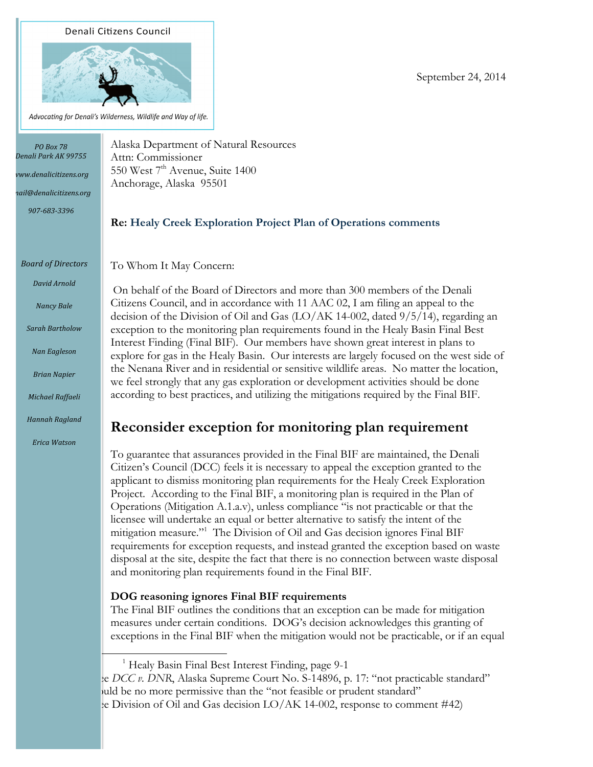Denali Citizens Council

*Advocating for Denali's Wilderness, Wildlife and Way of life.*

*PO Box 78*
*Denali Park AK 99755*
*www.denalicitizens.org*
*mail@denalicitizens.org*
*907-683-3396*

*Board of Directors*

*David Arnold*
*Nancy Bale*
*Sarah Bartholow*
*Nan Eagleson*
*Brian Napier*
*Michael Raffaeli*
*Hannah Ragland*
*Erica Watson*

September 24, 2014

Alaska Department of Natural Resources
Attn: Commissioner
550 West 7th Avenue, Suite 1400
Anchorage, Alaska 95501

**Re: Healy Creek Exploration Project Plan of Operations comments**

To Whom It May Concern:

On behalf of the Board of Directors and more than 300 members of the Denali Citizens Council, and in accordance with 11 AAC 02, I am filing an appeal to the decision of the Division of Oil and Gas (LO/AK 14-002, dated 9/5/14), regarding an exception to the monitoring plan requirements found in the Healy Basin Final Best Interest Finding (Final BIF). Our members have shown great interest in plans to explore for gas in the Healy Basin. Our interests are largely focused on the west side of the Nenana River and in residential or sensitive wildlife areas. No matter the location, we feel strongly that any gas exploration or development activities should be done according to best practices, and utilizing the mitigations required by the Final BIF.

## Reconsider exception for monitoring plan requirement

To guarantee that assurances provided in the Final BIF are maintained, the Denali Citizen's Council (DCC) feels it is necessary to appeal the exception granted to the applicant to dismiss monitoring plan requirements for the Healy Creek Exploration Project. According to the Final BIF, a monitoring plan is required in the Plan of Operations (Mitigation A.1.a.v), unless compliance "is not practicable or that the licensee will undertake an equal or better alternative to satisfy the intent of the mitigation measure."[1] The Division of Oil and Gas decision ignores Final BIF requirements for exception requests, and instead granted the exception based on waste disposal at the site, despite the fact that there is no connection between waste disposal and monitoring plan requirements found in the Final BIF.

**DOG reasoning ignores Final BIF requirements**

The Final BIF outlines the conditions that an exception can be made for mitigation measures under certain conditions. DOG's decision acknowledges this granting of exceptions in the Final BIF when the mitigation would not be practicable, or if an equal

[1] Healy Basin Final Best Interest Finding, page 9-1

ee *DCC v. DNR*, Alaska Supreme Court No. S-14896, p. 17: "not practicable standard" ould be no more permissive than the "not feasible or prudent standard"

ee Division of Oil and Gas decision LO/AK 14-002, response to comment #42)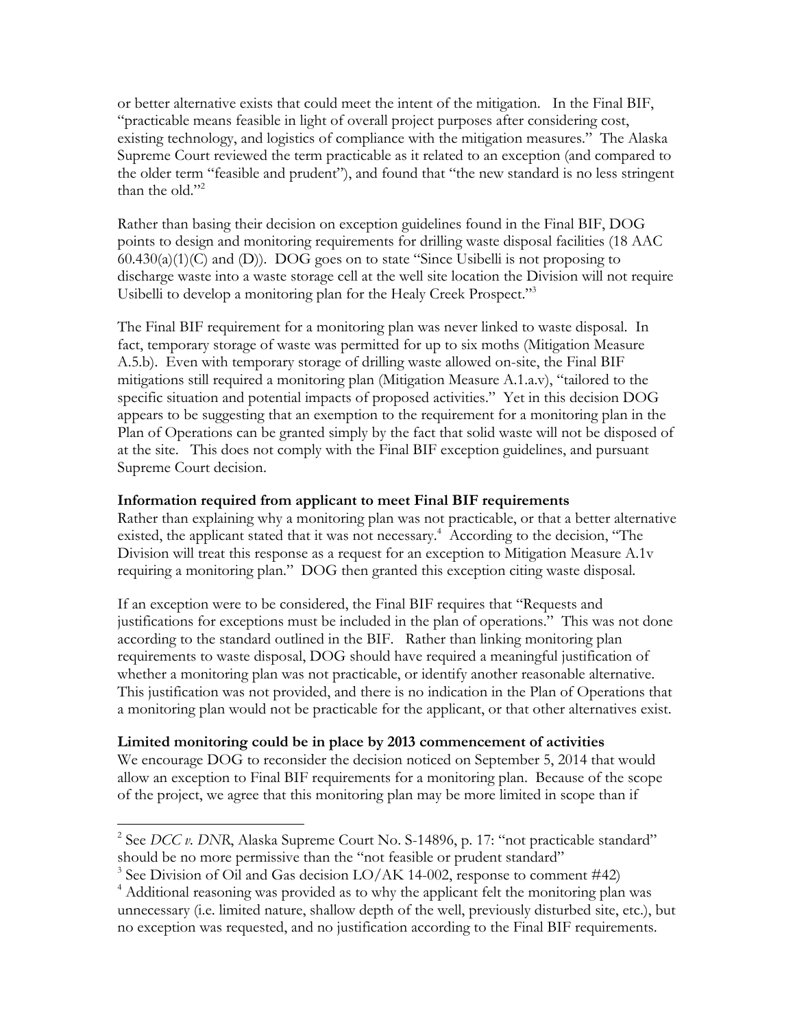or better alternative exists that could meet the intent of the mitigation. In the Final BIF, "practicable means feasible in light of overall project purposes after considering cost, existing technology, and logistics of compliance with the mitigation measures." The Alaska Supreme Court reviewed the term practicable as it related to an exception (and compared to the older term "feasible and prudent"), and found that "the new standard is no less stringent than the old."[2]

Rather than basing their decision on exception guidelines found in the Final BIF, DOG points to design and monitoring requirements for drilling waste disposal facilities (18 AAC 60.430(a)(1)(C) and (D)). DOG goes on to state "Since Usibelli is not proposing to discharge waste into a waste storage cell at the well site location the Division will not require Usibelli to develop a monitoring plan for the Healy Creek Prospect."[3]

The Final BIF requirement for a monitoring plan was never linked to waste disposal. In fact, temporary storage of waste was permitted for up to six moths (Mitigation Measure A.5.b). Even with temporary storage of drilling waste allowed on-site, the Final BIF mitigations still required a monitoring plan (Mitigation Measure A.1.a.v), "tailored to the specific situation and potential impacts of proposed activities." Yet in this decision DOG appears to be suggesting that an exemption to the requirement for a monitoring plan in the Plan of Operations can be granted simply by the fact that solid waste will not be disposed of at the site. This does not comply with the Final BIF exception guidelines, and pursuant Supreme Court decision.

**Information required from applicant to meet Final BIF requirements**

Rather than explaining why a monitoring plan was not practicable, or that a better alternative existed, the applicant stated that it was not necessary.[4] According to the decision, "The Division will treat this response as a request for an exception to Mitigation Measure A.1v requiring a monitoring plan." DOG then granted this exception citing waste disposal.

If an exception were to be considered, the Final BIF requires that "Requests and justifications for exceptions must be included in the plan of operations." This was not done according to the standard outlined in the BIF. Rather than linking monitoring plan requirements to waste disposal, DOG should have required a meaningful justification of whether a monitoring plan was not practicable, or identify another reasonable alternative. This justification was not provided, and there is no indication in the Plan of Operations that a monitoring plan would not be practicable for the applicant, or that other alternatives exist.

**Limited monitoring could be in place by 2013 commencement of activities**

We encourage DOG to reconsider the decision noticed on September 5, 2014 that would allow an exception to Final BIF requirements for a monitoring plan. Because of the scope of the project, we agree that this monitoring plan may be more limited in scope than if

---

[2] See *DCC v. DNR*, Alaska Supreme Court No. S-14896, p. 17: "not practicable standard" should be no more permissive than the "not feasible or prudent standard"

[3] See Division of Oil and Gas decision LO/AK 14-002, response to comment #42)

[4] Additional reasoning was provided as to why the applicant felt the monitoring plan was unnecessary (i.e. limited nature, shallow depth of the well, previously disturbed site, etc.), but no exception was requested, and no justification according to the Final BIF requirements.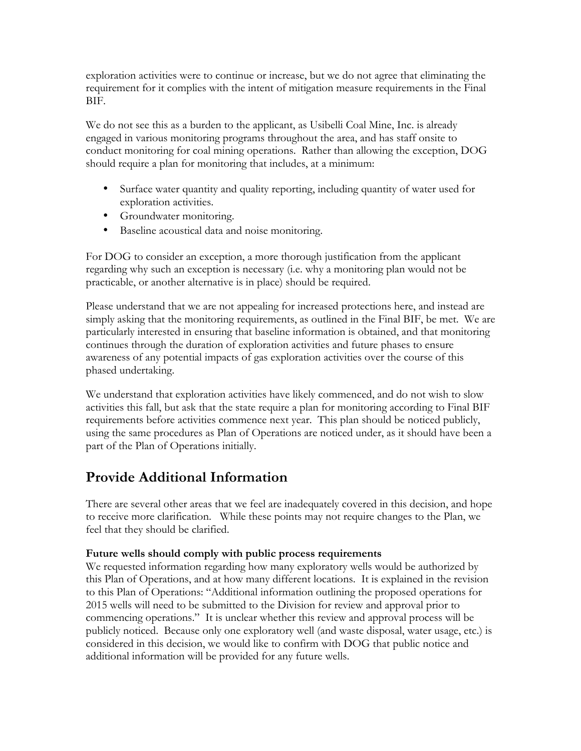exploration activities were to continue or increase, but we do not agree that eliminating the requirement for it complies with the intent of mitigation measure requirements in the Final BIF.

We do not see this as a burden to the applicant, as Usibelli Coal Mine, Inc. is already engaged in various monitoring programs throughout the area, and has staff onsite to conduct monitoring for coal mining operations. Rather than allowing the exception, DOG should require a plan for monitoring that includes, at a minimum:

- Surface water quantity and quality reporting, including quantity of water used for exploration activities.
- Groundwater monitoring.
- Baseline acoustical data and noise monitoring.

For DOG to consider an exception, a more thorough justification from the applicant regarding why such an exception is necessary (i.e. why a monitoring plan would not be practicable, or another alternative is in place) should be required.

Please understand that we are not appealing for increased protections here, and instead are simply asking that the monitoring requirements, as outlined in the Final BIF, be met. We are particularly interested in ensuring that baseline information is obtained, and that monitoring continues through the duration of exploration activities and future phases to ensure awareness of any potential impacts of gas exploration activities over the course of this phased undertaking.

We understand that exploration activities have likely commenced, and do not wish to slow activities this fall, but ask that the state require a plan for monitoring according to Final BIF requirements before activities commence next year. This plan should be noticed publicly, using the same procedures as Plan of Operations are noticed under, as it should have been a part of the Plan of Operations initially.

## Provide Additional Information

There are several other areas that we feel are inadequately covered in this decision, and hope to receive more clarification. While these points may not require changes to the Plan, we feel that they should be clarified.

**Future wells should comply with public process requirements**

We requested information regarding how many exploratory wells would be authorized by this Plan of Operations, and at how many different locations. It is explained in the revision to this Plan of Operations: "Additional information outlining the proposed operations for 2015 wells will need to be submitted to the Division for review and approval prior to commencing operations." It is unclear whether this review and approval process will be publicly noticed. Because only one exploratory well (and waste disposal, water usage, etc.) is considered in this decision, we would like to confirm with DOG that public notice and additional information will be provided for any future wells.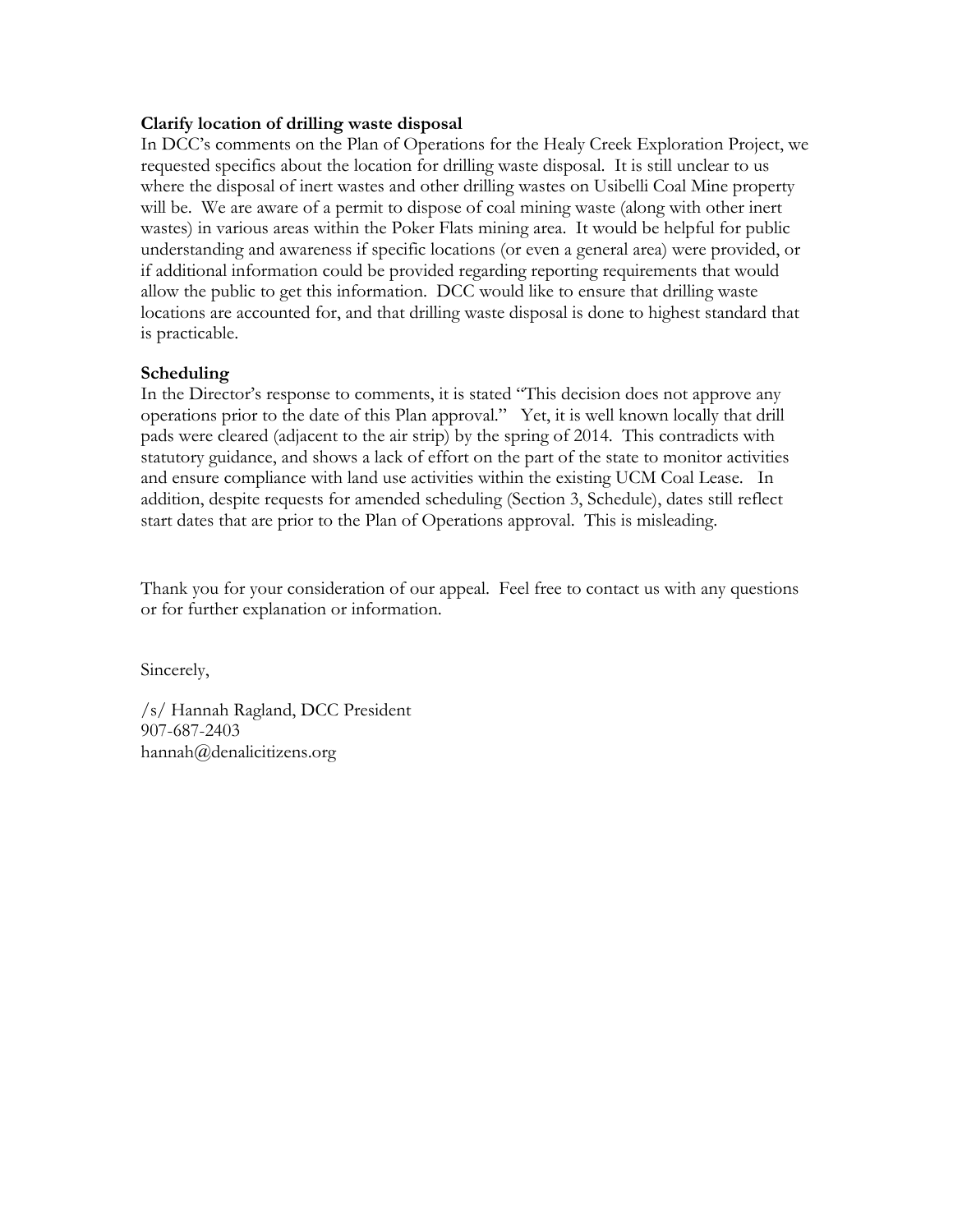**Clarify location of drilling waste disposal**

In DCC's comments on the Plan of Operations for the Healy Creek Exploration Project, we requested specifics about the location for drilling waste disposal. It is still unclear to us where the disposal of inert wastes and other drilling wastes on Usibelli Coal Mine property will be. We are aware of a permit to dispose of coal mining waste (along with other inert wastes) in various areas within the Poker Flats mining area. It would be helpful for public understanding and awareness if specific locations (or even a general area) were provided, or if additional information could be provided regarding reporting requirements that would allow the public to get this information. DCC would like to ensure that drilling waste locations are accounted for, and that drilling waste disposal is done to highest standard that is practicable.

**Scheduling**

In the Director's response to comments, it is stated "This decision does not approve any operations prior to the date of this Plan approval." Yet, it is well known locally that drill pads were cleared (adjacent to the air strip) by the spring of 2014. This contradicts with statutory guidance, and shows a lack of effort on the part of the state to monitor activities and ensure compliance with land use activities within the existing UCM Coal Lease. In addition, despite requests for amended scheduling (Section 3, Schedule), dates still reflect start dates that are prior to the Plan of Operations approval. This is misleading.

Thank you for your consideration of our appeal. Feel free to contact us with any questions or for further explanation or information.

Sincerely,

/s/ Hannah Ragland, DCC President
907-687-2403
hannah@denalicitizens.org